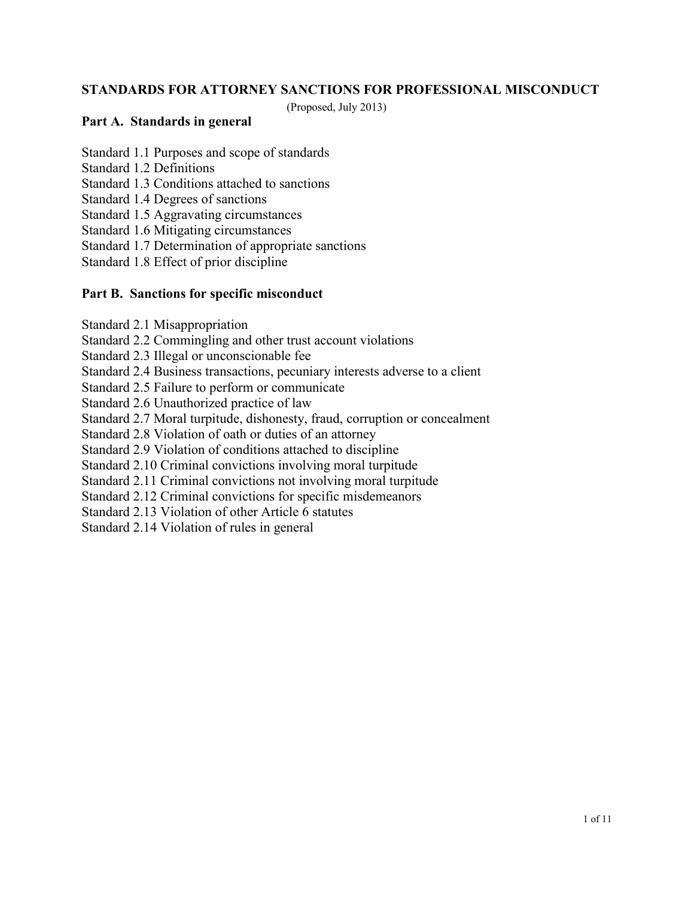# STANDARDS FOR ATTORNEY SANCTIONS FOR PROFESSIONAL MISCONDUCT

(Proposed, July 2013)

## Part A. Standards in general

Standard 1.1 Purposes and scope of standards
Standard 1.2 Definitions
Standard 1.3 Conditions attached to sanctions
Standard 1.4 Degrees of sanctions
Standard 1.5 Aggravating circumstances
Standard 1.6 Mitigating circumstances
Standard 1.7 Determination of appropriate sanctions
Standard 1.8 Effect of prior discipline

## Part B. Sanctions for specific misconduct

Standard 2.1 Misappropriation
Standard 2.2 Commingling and other trust account violations
Standard 2.3 Illegal or unconscionable fee
Standard 2.4 Business transactions, pecuniary interests adverse to a client
Standard 2.5 Failure to perform or communicate
Standard 2.6 Unauthorized practice of law
Standard 2.7 Moral turpitude, dishonesty, fraud, corruption or concealment
Standard 2.8 Violation of oath or duties of an attorney
Standard 2.9 Violation of conditions attached to discipline
Standard 2.10 Criminal convictions involving moral turpitude
Standard 2.11 Criminal convictions not involving moral turpitude
Standard 2.12 Criminal convictions for specific misdemeanors
Standard 2.13 Violation of other Article 6 statutes
Standard 2.14 Violation of rules in general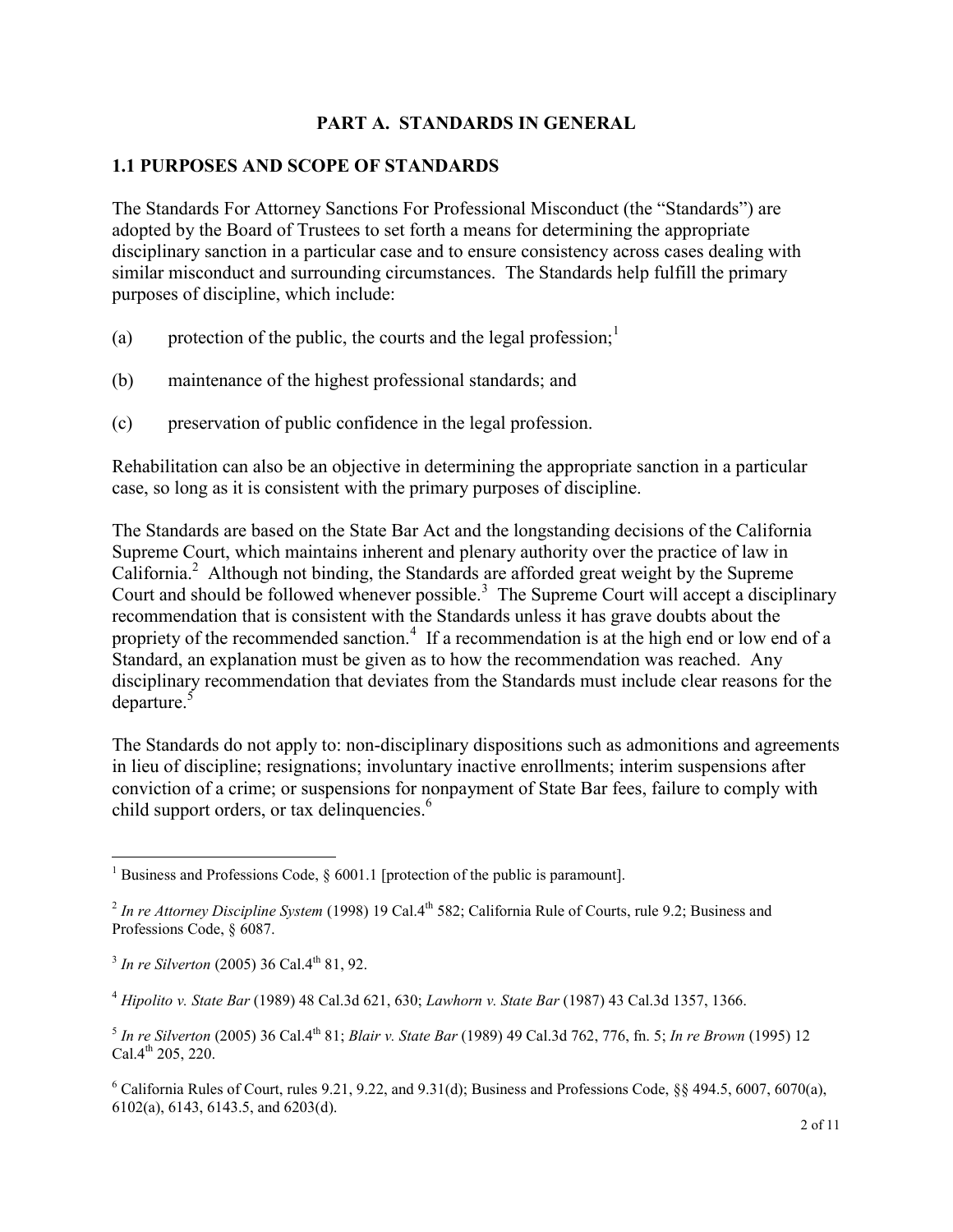# PART A. STANDARDS IN GENERAL

## 1.1 PURPOSES AND SCOPE OF STANDARDS

The Standards For Attorney Sanctions For Professional Misconduct (the "Standards") are adopted by the Board of Trustees to set forth a means for determining the appropriate disciplinary sanction in a particular case and to ensure consistency across cases dealing with similar misconduct and surrounding circumstances. The Standards help fulfill the primary purposes of discipline, which include:

(a) protection of the public, the courts and the legal profession;[1]

(b) maintenance of the highest professional standards; and

(c) preservation of public confidence in the legal profession.

Rehabilitation can also be an objective in determining the appropriate sanction in a particular case, so long as it is consistent with the primary purposes of discipline.

The Standards are based on the State Bar Act and the longstanding decisions of the California Supreme Court, which maintains inherent and plenary authority over the practice of law in California.[2] Although not binding, the Standards are afforded great weight by the Supreme Court and should be followed whenever possible.[3] The Supreme Court will accept a disciplinary recommendation that is consistent with the Standards unless it has grave doubts about the propriety of the recommended sanction.[4] If a recommendation is at the high end or low end of a Standard, an explanation must be given as to how the recommendation was reached. Any disciplinary recommendation that deviates from the Standards must include clear reasons for the departure.[5]

The Standards do not apply to: non-disciplinary dispositions such as admonitions and agreements in lieu of discipline; resignations; involuntary inactive enrollments; interim suspensions after conviction of a crime; or suspensions for nonpayment of State Bar fees, failure to comply with child support orders, or tax delinquencies.[6]

---

[1] Business and Professions Code, § 6001.1 [protection of the public is paramount].

[2] *In re Attorney Discipline System* (1998) 19 Cal.4th 582; California Rule of Courts, rule 9.2; Business and Professions Code, § 6087.

[3] *In re Silverton* (2005) 36 Cal.4th 81, 92.

[4] *Hipolito v. State Bar* (1989) 48 Cal.3d 621, 630; *Lawhorn v. State Bar* (1987) 43 Cal.3d 1357, 1366.

[5] *In re Silverton* (2005) 36 Cal.4th 81; *Blair v. State Bar* (1989) 49 Cal.3d 762, 776, fn. 5; *In re Brown* (1995) 12 Cal.4th 205, 220.

[6] California Rules of Court, rules 9.21, 9.22, and 9.31(d); Business and Professions Code, §§ 494.5, 6007, 6070(a), 6102(a), 6143, 6143.5, and 6203(d).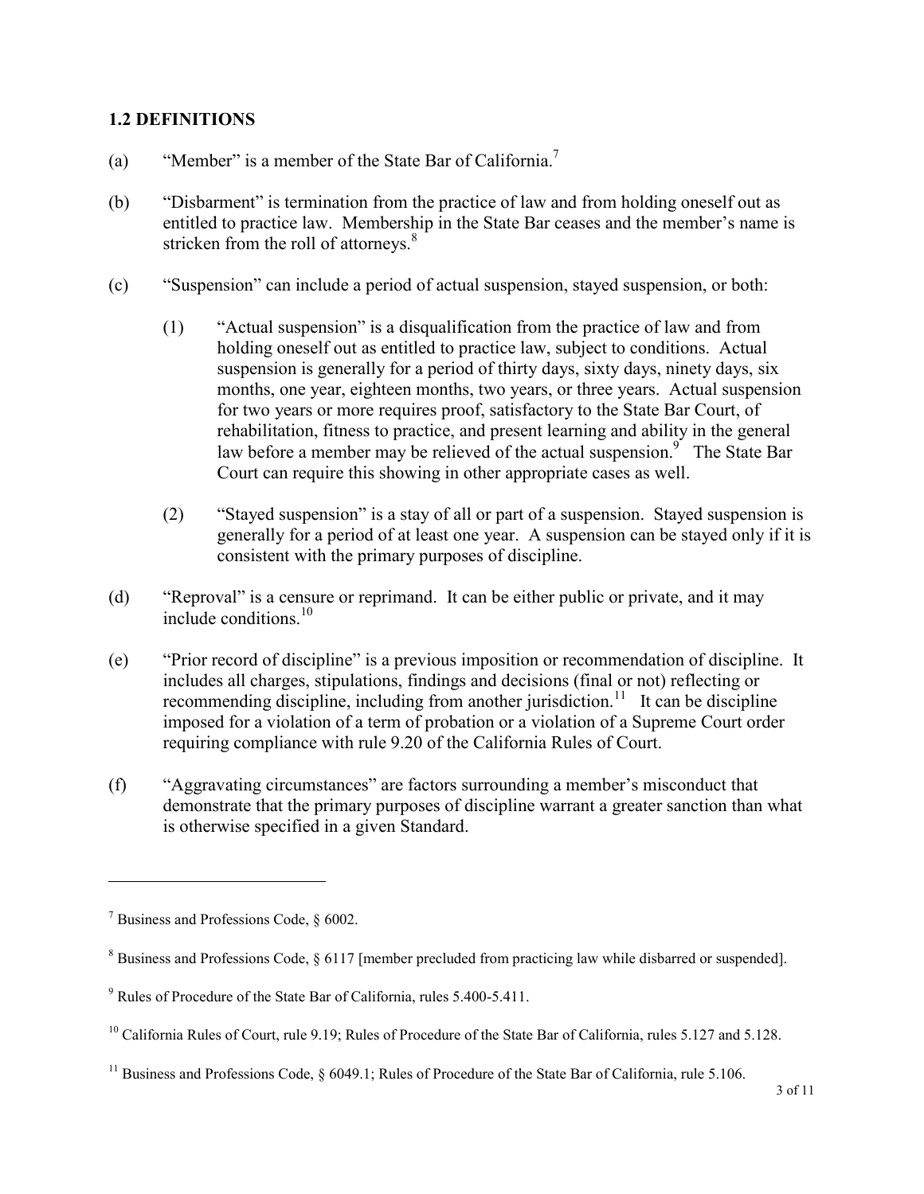## 1.2 DEFINITIONS

(a) "Member" is a member of the State Bar of California.[7]

(b) "Disbarment" is termination from the practice of law and from holding oneself out as entitled to practice law. Membership in the State Bar ceases and the member's name is stricken from the roll of attorneys.[8]

(c) "Suspension" can include a period of actual suspension, stayed suspension, or both:

(1) "Actual suspension" is a disqualification from the practice of law and from holding oneself out as entitled to practice law, subject to conditions. Actual suspension is generally for a period of thirty days, sixty days, ninety days, six months, one year, eighteen months, two years, or three years. Actual suspension for two years or more requires proof, satisfactory to the State Bar Court, of rehabilitation, fitness to practice, and present learning and ability in the general law before a member may be relieved of the actual suspension.[9] The State Bar Court can require this showing in other appropriate cases as well.

(2) "Stayed suspension" is a stay of all or part of a suspension. Stayed suspension is generally for a period of at least one year. A suspension can be stayed only if it is consistent with the primary purposes of discipline.

(d) "Reproval" is a censure or reprimand. It can be either public or private, and it may include conditions.[10]

(e) "Prior record of discipline" is a previous imposition or recommendation of discipline. It includes all charges, stipulations, findings and decisions (final or not) reflecting or recommending discipline, including from another jurisdiction.[11] It can be discipline imposed for a violation of a term of probation or a violation of a Supreme Court order requiring compliance with rule 9.20 of the California Rules of Court.

(f) "Aggravating circumstances" are factors surrounding a member's misconduct that demonstrate that the primary purposes of discipline warrant a greater sanction than what is otherwise specified in a given Standard.

---

[7] Business and Professions Code, § 6002.

[8] Business and Professions Code, § 6117 [member precluded from practicing law while disbarred or suspended].

[9] Rules of Procedure of the State Bar of California, rules 5.400-5.411.

[10] California Rules of Court, rule 9.19; Rules of Procedure of the State Bar of California, rules 5.127 and 5.128.

[11] Business and Professions Code, § 6049.1; Rules of Procedure of the State Bar of California, rule 5.106.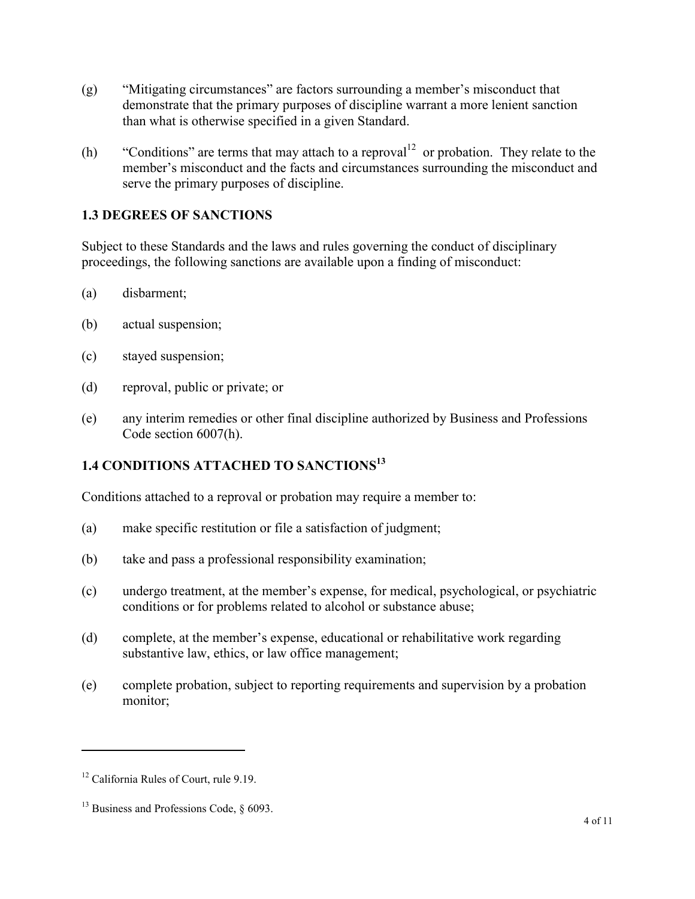(g) "Mitigating circumstances" are factors surrounding a member's misconduct that demonstrate that the primary purposes of discipline warrant a more lenient sanction than what is otherwise specified in a given Standard.

(h) "Conditions" are terms that may attach to a reproval[12] or probation. They relate to the member's misconduct and the facts and circumstances surrounding the misconduct and serve the primary purposes of discipline.

## 1.3 DEGREES OF SANCTIONS

Subject to these Standards and the laws and rules governing the conduct of disciplinary proceedings, the following sanctions are available upon a finding of misconduct:

(a) disbarment;

(b) actual suspension;

(c) stayed suspension;

(d) reproval, public or private; or

(e) any interim remedies or other final discipline authorized by Business and Professions Code section 6007(h).

## 1.4 CONDITIONS ATTACHED TO SANCTIONS[13]

Conditions attached to a reproval or probation may require a member to:

(a) make specific restitution or file a satisfaction of judgment;

(b) take and pass a professional responsibility examination;

(c) undergo treatment, at the member's expense, for medical, psychological, or psychiatric conditions or for problems related to alcohol or substance abuse;

(d) complete, at the member's expense, educational or rehabilitative work regarding substantive law, ethics, or law office management;

(e) complete probation, subject to reporting requirements and supervision by a probation monitor;

---

[12] California Rules of Court, rule 9.19.

[13] Business and Professions Code, § 6093.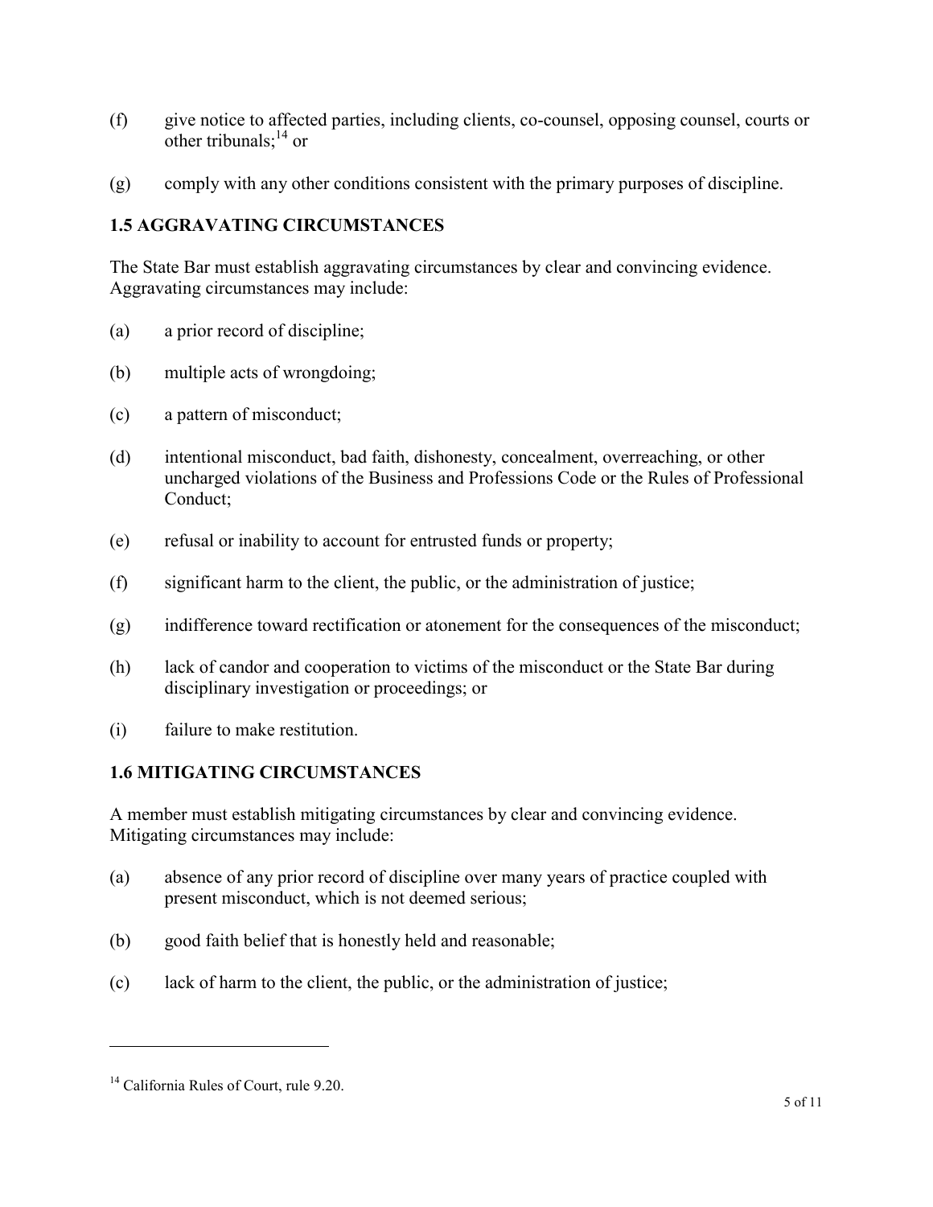(f) give notice to affected parties, including clients, co-counsel, opposing counsel, courts or other tribunals;[14] or

(g) comply with any other conditions consistent with the primary purposes of discipline.

## 1.5 AGGRAVATING CIRCUMSTANCES

The State Bar must establish aggravating circumstances by clear and convincing evidence. Aggravating circumstances may include:

(a) a prior record of discipline;

(b) multiple acts of wrongdoing;

(c) a pattern of misconduct;

(d) intentional misconduct, bad faith, dishonesty, concealment, overreaching, or other uncharged violations of the Business and Professions Code or the Rules of Professional Conduct;

(e) refusal or inability to account for entrusted funds or property;

(f) significant harm to the client, the public, or the administration of justice;

(g) indifference toward rectification or atonement for the consequences of the misconduct;

(h) lack of candor and cooperation to victims of the misconduct or the State Bar during disciplinary investigation or proceedings; or

(i) failure to make restitution.

## 1.6 MITIGATING CIRCUMSTANCES

A member must establish mitigating circumstances by clear and convincing evidence. Mitigating circumstances may include:

(a) absence of any prior record of discipline over many years of practice coupled with present misconduct, which is not deemed serious;

(b) good faith belief that is honestly held and reasonable;

(c) lack of harm to the client, the public, or the administration of justice;

---

[14] California Rules of Court, rule 9.20.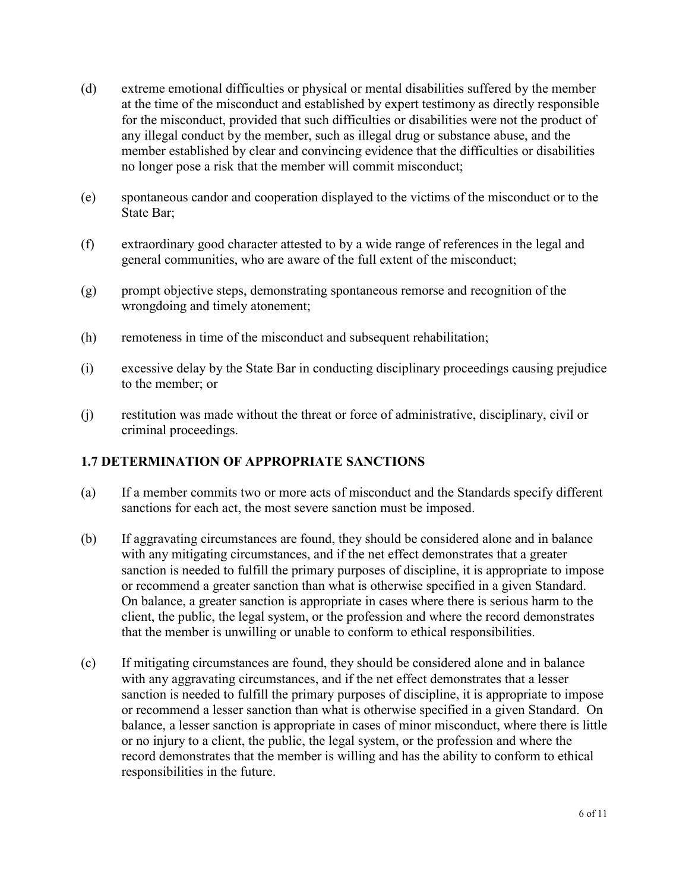(d) extreme emotional difficulties or physical or mental disabilities suffered by the member at the time of the misconduct and established by expert testimony as directly responsible for the misconduct, provided that such difficulties or disabilities were not the product of any illegal conduct by the member, such as illegal drug or substance abuse, and the member established by clear and convincing evidence that the difficulties or disabilities no longer pose a risk that the member will commit misconduct;

(e) spontaneous candor and cooperation displayed to the victims of the misconduct or to the State Bar;

(f) extraordinary good character attested to by a wide range of references in the legal and general communities, who are aware of the full extent of the misconduct;

(g) prompt objective steps, demonstrating spontaneous remorse and recognition of the wrongdoing and timely atonement;

(h) remoteness in time of the misconduct and subsequent rehabilitation;

(i) excessive delay by the State Bar in conducting disciplinary proceedings causing prejudice to the member; or

(j) restitution was made without the threat or force of administrative, disciplinary, civil or criminal proceedings.

## 1.7 DETERMINATION OF APPROPRIATE SANCTIONS

(a) If a member commits two or more acts of misconduct and the Standards specify different sanctions for each act, the most severe sanction must be imposed.

(b) If aggravating circumstances are found, they should be considered alone and in balance with any mitigating circumstances, and if the net effect demonstrates that a greater sanction is needed to fulfill the primary purposes of discipline, it is appropriate to impose or recommend a greater sanction than what is otherwise specified in a given Standard. On balance, a greater sanction is appropriate in cases where there is serious harm to the client, the public, the legal system, or the profession and where the record demonstrates that the member is unwilling or unable to conform to ethical responsibilities.

(c) If mitigating circumstances are found, they should be considered alone and in balance with any aggravating circumstances, and if the net effect demonstrates that a lesser sanction is needed to fulfill the primary purposes of discipline, it is appropriate to impose or recommend a lesser sanction than what is otherwise specified in a given Standard. On balance, a lesser sanction is appropriate in cases of minor misconduct, where there is little or no injury to a client, the public, the legal system, or the profession and where the record demonstrates that the member is willing and has the ability to conform to ethical responsibilities in the future.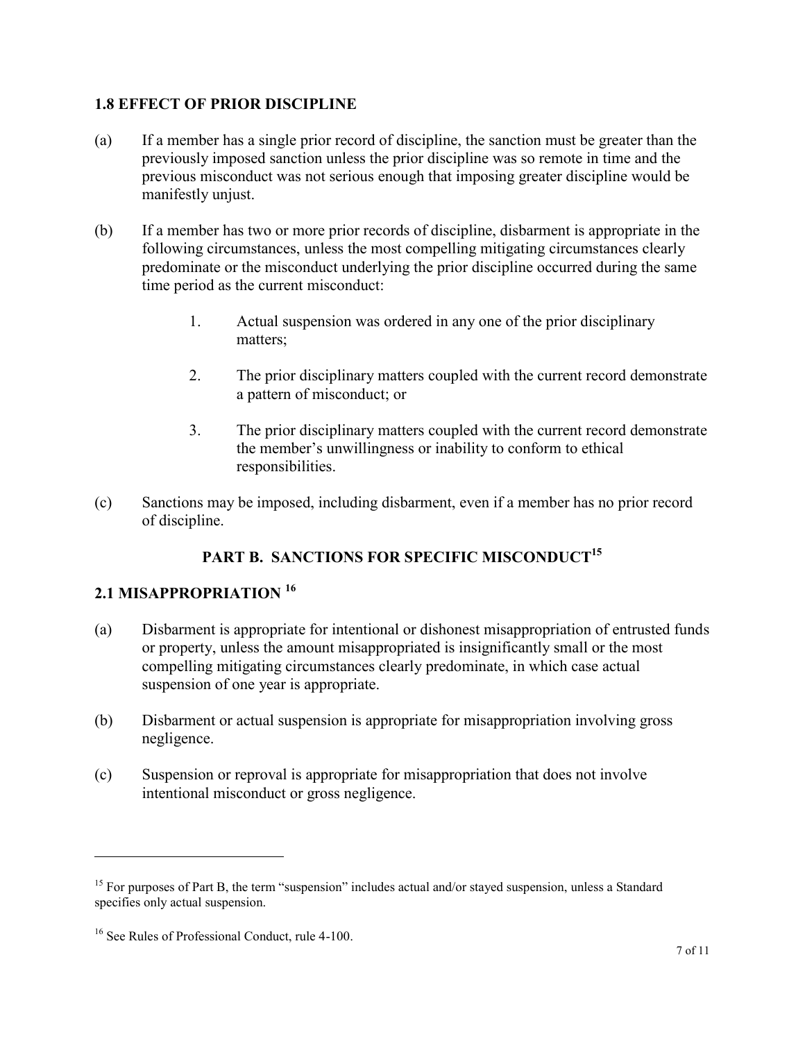### 1.8 EFFECT OF PRIOR DISCIPLINE

(a) If a member has a single prior record of discipline, the sanction must be greater than the previously imposed sanction unless the prior discipline was so remote in time and the previous misconduct was not serious enough that imposing greater discipline would be manifestly unjust.

(b) If a member has two or more prior records of discipline, disbarment is appropriate in the following circumstances, unless the most compelling mitigating circumstances clearly predominate or the misconduct underlying the prior discipline occurred during the same time period as the current misconduct:

1. Actual suspension was ordered in any one of the prior disciplinary matters;
2. The prior disciplinary matters coupled with the current record demonstrate a pattern of misconduct; or
3. The prior disciplinary matters coupled with the current record demonstrate the member's unwillingness or inability to conform to ethical responsibilities.

(c) Sanctions may be imposed, including disbarment, even if a member has no prior record of discipline.

## PART B. SANCTIONS FOR SPECIFIC MISCONDUCT[15]

### 2.1 MISAPPROPRIATION [16]

(a) Disbarment is appropriate for intentional or dishonest misappropriation of entrusted funds or property, unless the amount misappropriated is insignificantly small or the most compelling mitigating circumstances clearly predominate, in which case actual suspension of one year is appropriate.

(b) Disbarment or actual suspension is appropriate for misappropriation involving gross negligence.

(c) Suspension or reproval is appropriate for misappropriation that does not involve intentional misconduct or gross negligence.

---

[15] For purposes of Part B, the term "suspension" includes actual and/or stayed suspension, unless a Standard specifies only actual suspension.

[16] See Rules of Professional Conduct, rule 4-100.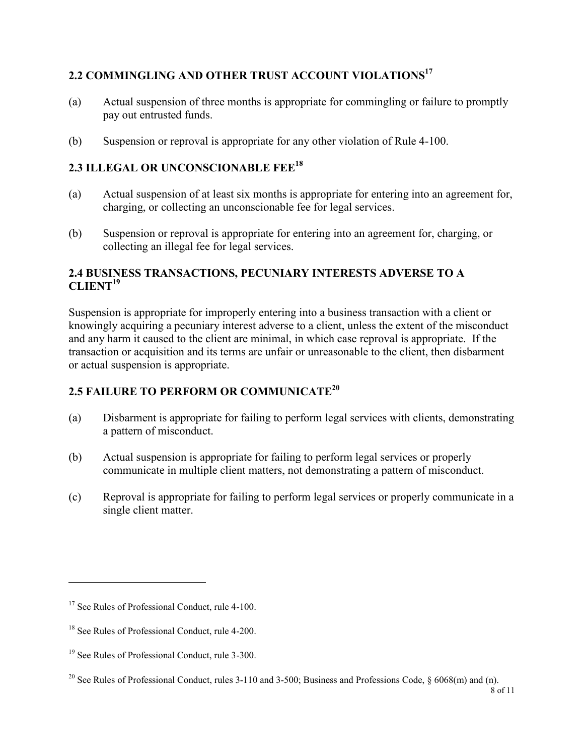## 2.2 COMMINGLING AND OTHER TRUST ACCOUNT VIOLATIONS[17]

(a) Actual suspension of three months is appropriate for commingling or failure to promptly pay out entrusted funds.

(b) Suspension or reproval is appropriate for any other violation of Rule 4-100.

## 2.3 ILLEGAL OR UNCONSCIONABLE FEE[18]

(a) Actual suspension of at least six months is appropriate for entering into an agreement for, charging, or collecting an unconscionable fee for legal services.

(b) Suspension or reproval is appropriate for entering into an agreement for, charging, or collecting an illegal fee for legal services.

## 2.4 BUSINESS TRANSACTIONS, PECUNIARY INTERESTS ADVERSE TO A CLIENT[19]

Suspension is appropriate for improperly entering into a business transaction with a client or knowingly acquiring a pecuniary interest adverse to a client, unless the extent of the misconduct and any harm it caused to the client are minimal, in which case reproval is appropriate. If the transaction or acquisition and its terms are unfair or unreasonable to the client, then disbarment or actual suspension is appropriate.

## 2.5 FAILURE TO PERFORM OR COMMUNICATE[20]

(a) Disbarment is appropriate for failing to perform legal services with clients, demonstrating a pattern of misconduct.

(b) Actual suspension is appropriate for failing to perform legal services or properly communicate in multiple client matters, not demonstrating a pattern of misconduct.

(c) Reproval is appropriate for failing to perform legal services or properly communicate in a single client matter.

---

[17] See Rules of Professional Conduct, rule 4-100.

[18] See Rules of Professional Conduct, rule 4-200.

[19] See Rules of Professional Conduct, rule 3-300.

[20] See Rules of Professional Conduct, rules 3-110 and 3-500; Business and Professions Code, § 6068(m) and (n).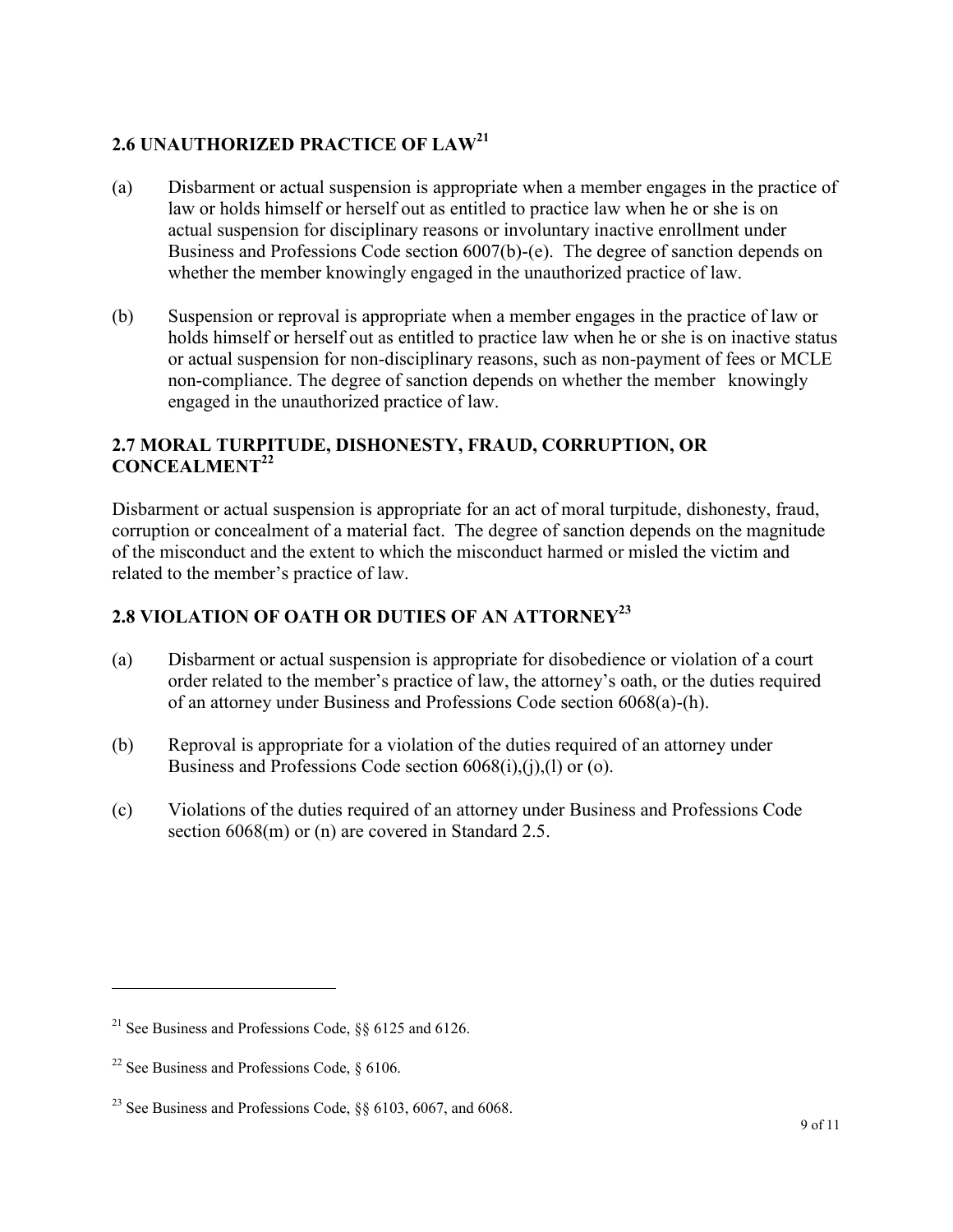## 2.6 UNAUTHORIZED PRACTICE OF LAW[21]

(a) Disbarment or actual suspension is appropriate when a member engages in the practice of law or holds himself or herself out as entitled to practice law when he or she is on actual suspension for disciplinary reasons or involuntary inactive enrollment under Business and Professions Code section 6007(b)-(e). The degree of sanction depends on whether the member knowingly engaged in the unauthorized practice of law.

(b) Suspension or reproval is appropriate when a member engages in the practice of law or holds himself or herself out as entitled to practice law when he or she is on inactive status or actual suspension for non-disciplinary reasons, such as non-payment of fees or MCLE non-compliance. The degree of sanction depends on whether the member knowingly engaged in the unauthorized practice of law.

## 2.7 MORAL TURPITUDE, DISHONESTY, FRAUD, CORRUPTION, OR CONCEALMENT[22]

Disbarment or actual suspension is appropriate for an act of moral turpitude, dishonesty, fraud, corruption or concealment of a material fact. The degree of sanction depends on the magnitude of the misconduct and the extent to which the misconduct harmed or misled the victim and related to the member's practice of law.

## 2.8 VIOLATION OF OATH OR DUTIES OF AN ATTORNEY[23]

(a) Disbarment or actual suspension is appropriate for disobedience or violation of a court order related to the member's practice of law, the attorney's oath, or the duties required of an attorney under Business and Professions Code section 6068(a)-(h).

(b) Reproval is appropriate for a violation of the duties required of an attorney under Business and Professions Code section 6068(i),(j),(l) or (o).

(c) Violations of the duties required of an attorney under Business and Professions Code section 6068(m) or (n) are covered in Standard 2.5.

---

[21] See Business and Professions Code, §§ 6125 and 6126.

[22] See Business and Professions Code, § 6106.

[23] See Business and Professions Code, §§ 6103, 6067, and 6068.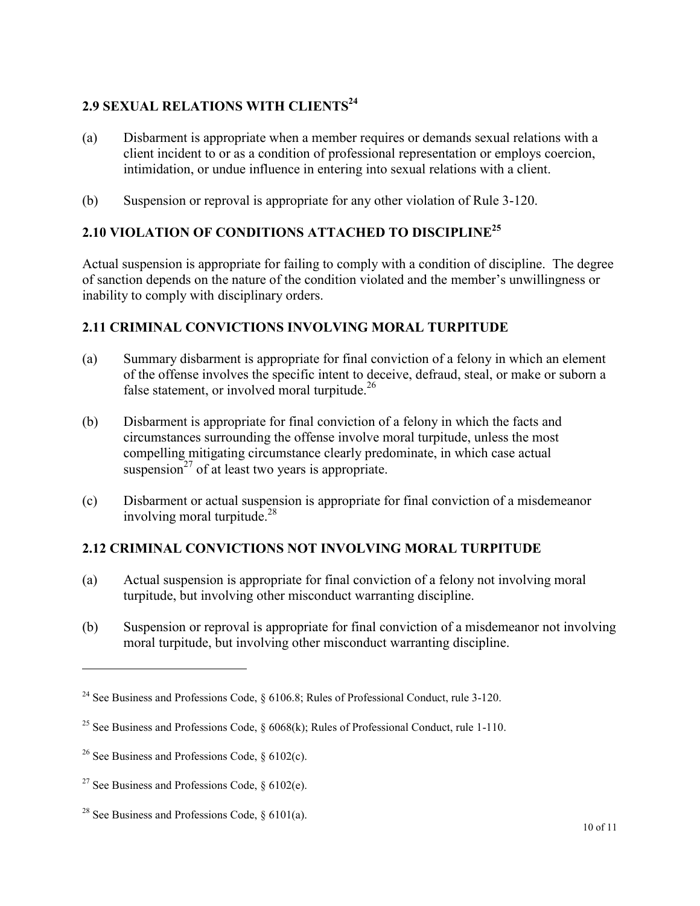## 2.9 SEXUAL RELATIONS WITH CLIENTS[24]

(a) Disbarment is appropriate when a member requires or demands sexual relations with a client incident to or as a condition of professional representation or employs coercion, intimidation, or undue influence in entering into sexual relations with a client.

(b) Suspension or reproval is appropriate for any other violation of Rule 3-120.

## 2.10 VIOLATION OF CONDITIONS ATTACHED TO DISCIPLINE[25]

Actual suspension is appropriate for failing to comply with a condition of discipline. The degree of sanction depends on the nature of the condition violated and the member's unwillingness or inability to comply with disciplinary orders.

## 2.11 CRIMINAL CONVICTIONS INVOLVING MORAL TURPITUDE

(a) Summary disbarment is appropriate for final conviction of a felony in which an element of the offense involves the specific intent to deceive, defraud, steal, or make or suborn a false statement, or involved moral turpitude.[26]

(b) Disbarment is appropriate for final conviction of a felony in which the facts and circumstances surrounding the offense involve moral turpitude, unless the most compelling mitigating circumstance clearly predominate, in which case actual suspension[27] of at least two years is appropriate.

(c) Disbarment or actual suspension is appropriate for final conviction of a misdemeanor involving moral turpitude.[28]

## 2.12 CRIMINAL CONVICTIONS NOT INVOLVING MORAL TURPITUDE

(a) Actual suspension is appropriate for final conviction of a felony not involving moral turpitude, but involving other misconduct warranting discipline.

(b) Suspension or reproval is appropriate for final conviction of a misdemeanor not involving moral turpitude, but involving other misconduct warranting discipline.

---

[24] See Business and Professions Code, § 6106.8; Rules of Professional Conduct, rule 3-120.

[25] See Business and Professions Code, § 6068(k); Rules of Professional Conduct, rule 1-110.

[26] See Business and Professions Code, § 6102(c).

[27] See Business and Professions Code, § 6102(e).

[28] See Business and Professions Code, § 6101(a).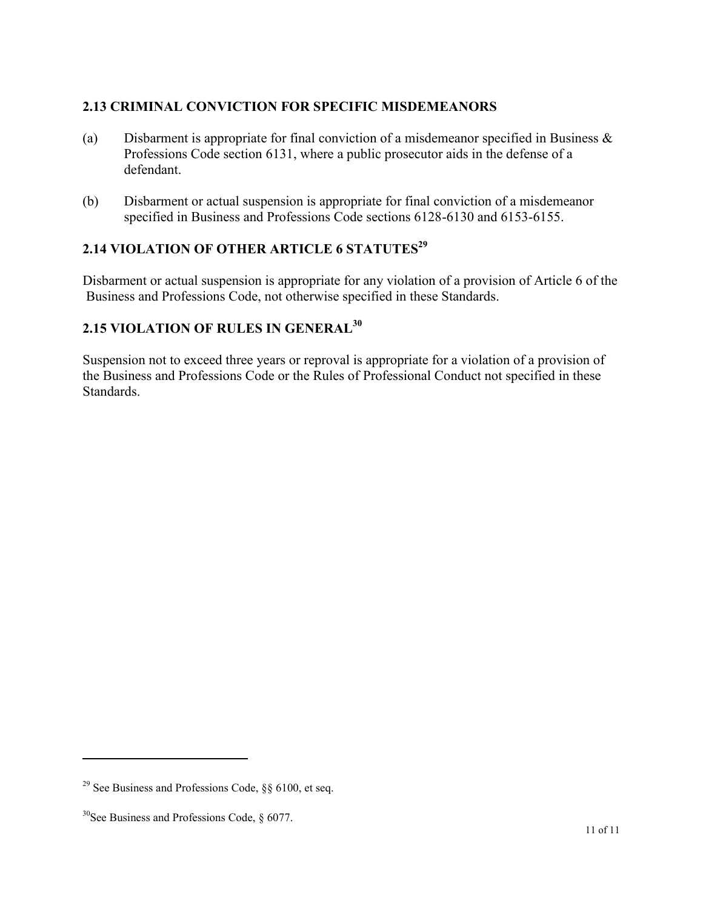### 2.13 CRIMINAL CONVICTION FOR SPECIFIC MISDEMEANORS

(a) Disbarment is appropriate for final conviction of a misdemeanor specified in Business & Professions Code section 6131, where a public prosecutor aids in the defense of a defendant.

(b) Disbarment or actual suspension is appropriate for final conviction of a misdemeanor specified in Business and Professions Code sections 6128-6130 and 6153-6155.

### 2.14 VIOLATION OF OTHER ARTICLE 6 STATUTES[29]

Disbarment or actual suspension is appropriate for any violation of a provision of Article 6 of the Business and Professions Code, not otherwise specified in these Standards.

### 2.15 VIOLATION OF RULES IN GENERAL[30]

Suspension not to exceed three years or reproval is appropriate for a violation of a provision of the Business and Professions Code or the Rules of Professional Conduct not specified in these Standards.

---

[29] See Business and Professions Code, §§ 6100, et seq.

[30] See Business and Professions Code, § 6077.